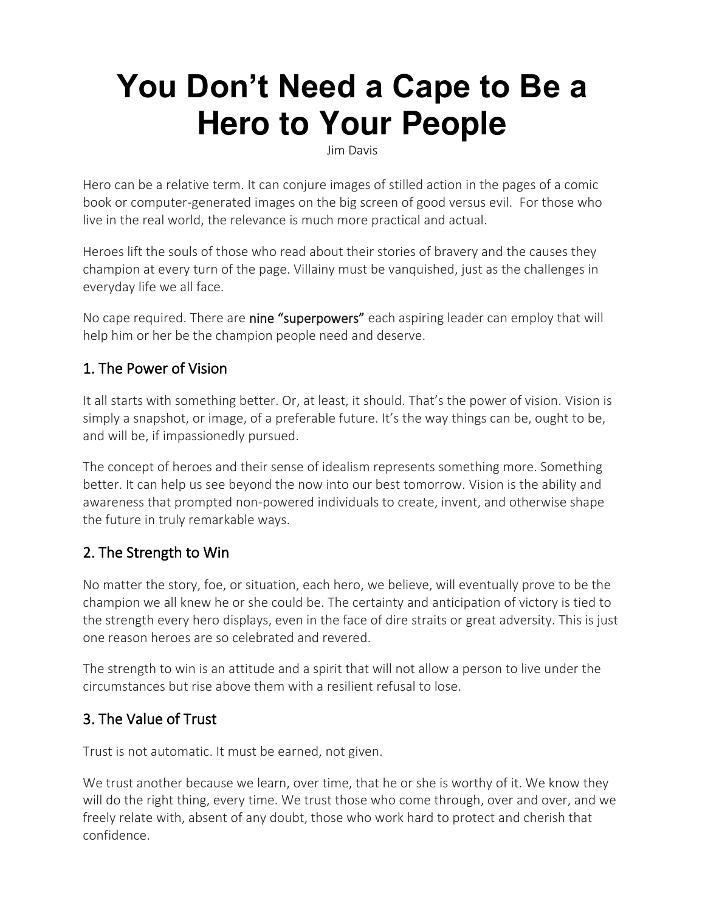# You Don't Need a Cape to Be a Hero to Your People

Jim Davis

Hero can be a relative term. It can conjure images of stilled action in the pages of a comic book or computer-generated images on the big screen of good versus evil. For those who live in the real world, the relevance is much more practical and actual.

Heroes lift the souls of those who read about their stories of bravery and the causes they champion at every turn of the page. Villainy must be vanquished, just as the challenges in everyday life we all face.

No cape required. There are nine "superpowers" each aspiring leader can employ that will help him or her be the champion people need and deserve.

## 1. The Power of Vision

It all starts with something better. Or, at least, it should. That's the power of vision. Vision is simply a snapshot, or image, of a preferable future. It's the way things can be, ought to be, and will be, if impassionedly pursued.

The concept of heroes and their sense of idealism represents something more. Something better. It can help us see beyond the now into our best tomorrow. Vision is the ability and awareness that prompted non-powered individuals to create, invent, and otherwise shape the future in truly remarkable ways.

## 2. The Strength to Win

No matter the story, foe, or situation, each hero, we believe, will eventually prove to be the champion we all knew he or she could be. The certainty and anticipation of victory is tied to the strength every hero displays, even in the face of dire straits or great adversity. This is just one reason heroes are so celebrated and revered.

The strength to win is an attitude and a spirit that will not allow a person to live under the circumstances but rise above them with a resilient refusal to lose.

## 3. The Value of Trust

Trust is not automatic. It must be earned, not given.

We trust another because we learn, over time, that he or she is worthy of it. We know they will do the right thing, every time. We trust those who come through, over and over, and we freely relate with, absent of any doubt, those who work hard to protect and cherish that confidence.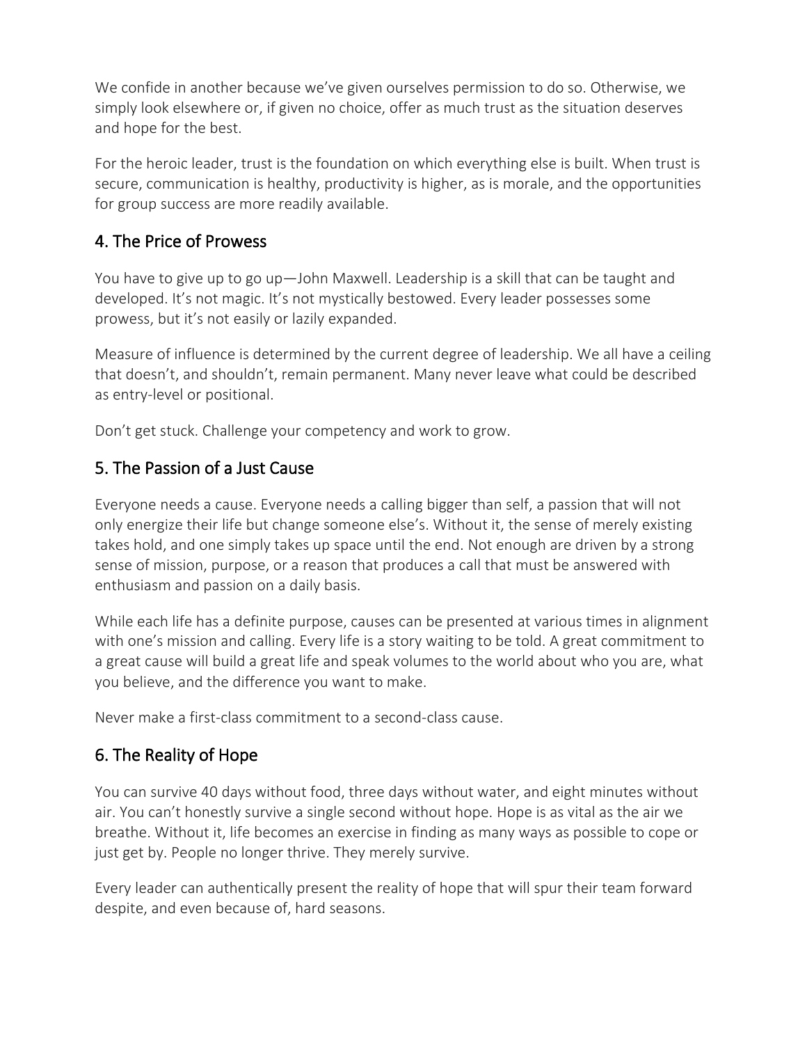We confide in another because we've given ourselves permission to do so. Otherwise, we simply look elsewhere or, if given no choice, offer as much trust as the situation deserves and hope for the best.

For the heroic leader, trust is the foundation on which everything else is built. When trust is secure, communication is healthy, productivity is higher, as is morale, and the opportunities for group success are more readily available.

## 4. The Price of Prowess

You have to give up to go up—John Maxwell. Leadership is a skill that can be taught and developed. It's not magic. It's not mystically bestowed. Every leader possesses some prowess, but it's not easily or lazily expanded.

Measure of influence is determined by the current degree of leadership. We all have a ceiling that doesn't, and shouldn't, remain permanent. Many never leave what could be described as entry-level or positional.

Don't get stuck. Challenge your competency and work to grow.

## 5. The Passion of a Just Cause

Everyone needs a cause. Everyone needs a calling bigger than self, a passion that will not only energize their life but change someone else's. Without it, the sense of merely existing takes hold, and one simply takes up space until the end. Not enough are driven by a strong sense of mission, purpose, or a reason that produces a call that must be answered with enthusiasm and passion on a daily basis.

While each life has a definite purpose, causes can be presented at various times in alignment with one's mission and calling. Every life is a story waiting to be told. A great commitment to a great cause will build a great life and speak volumes to the world about who you are, what you believe, and the difference you want to make.

Never make a first-class commitment to a second-class cause.

## 6. The Reality of Hope

You can survive 40 days without food, three days without water, and eight minutes without air. You can't honestly survive a single second without hope. Hope is as vital as the air we breathe. Without it, life becomes an exercise in finding as many ways as possible to cope or just get by. People no longer thrive. They merely survive.

Every leader can authentically present the reality of hope that will spur their team forward despite, and even because of, hard seasons.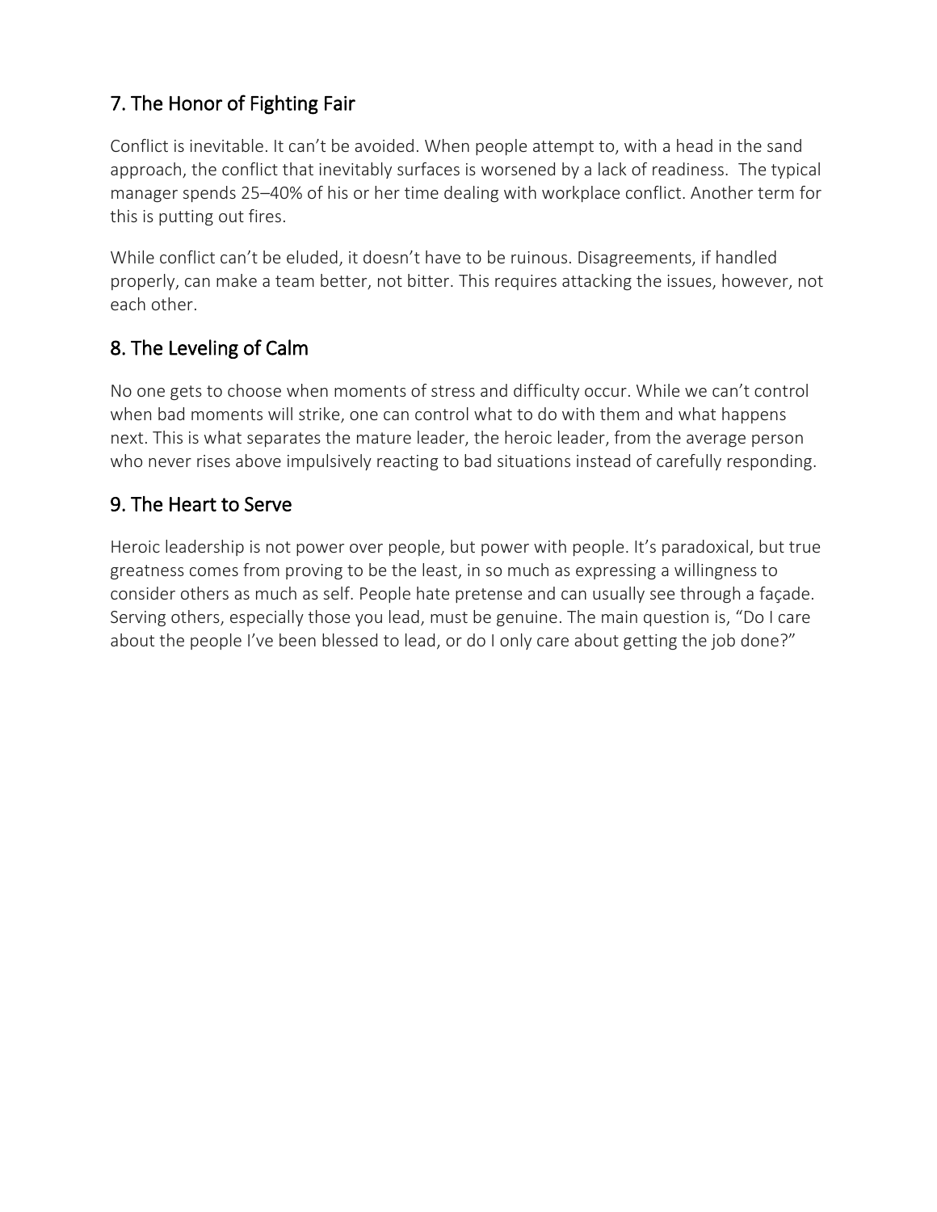## 7. The Honor of Fighting Fair

Conflict is inevitable. It can't be avoided. When people attempt to, with a head in the sand approach, the conflict that inevitably surfaces is worsened by a lack of readiness. The typical manager spends 25–40% of his or her time dealing with workplace conflict. Another term for this is putting out fires.

While conflict can't be eluded, it doesn't have to be ruinous. Disagreements, if handled properly, can make a team better, not bitter. This requires attacking the issues, however, not each other.

## 8. The Leveling of Calm

No one gets to choose when moments of stress and difficulty occur. While we can't control when bad moments will strike, one can control what to do with them and what happens next. This is what separates the mature leader, the heroic leader, from the average person who never rises above impulsively reacting to bad situations instead of carefully responding.

## 9. The Heart to Serve

Heroic leadership is not power over people, but power with people. It's paradoxical, but true greatness comes from proving to be the least, in so much as expressing a willingness to consider others as much as self. People hate pretense and can usually see through a façade. Serving others, especially those you lead, must be genuine. The main question is, "Do I care about the people I've been blessed to lead, or do I only care about getting the job done?"